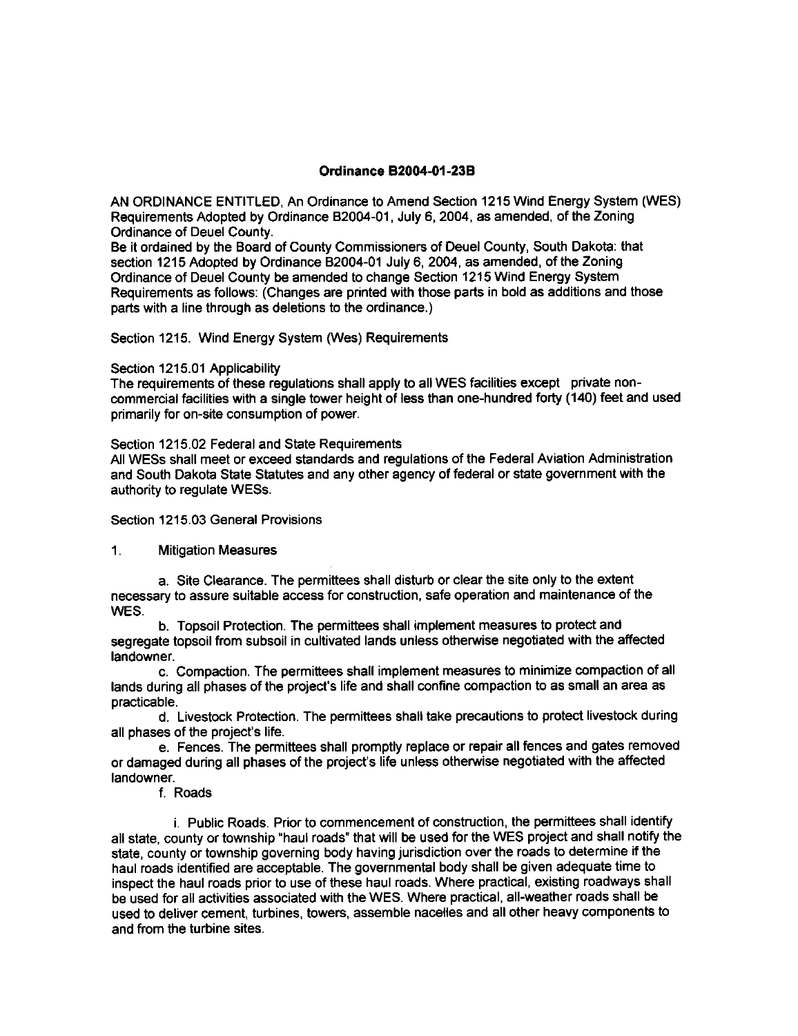# Ordinance B2004-01-23B

AN ORDINANCE ENTITLED, An Ordinance to Amend Section 1215 Wind Energy System (WES) Requirements Adopted by Ordinance B2004-01, July 6, 2004, as amended, of the Zoning Ordinance of Deuel County.

Be it ordained by the Board of County Commissioners of Deuel County, South Dakota: that section 1215 Adopted by Ordinance B2004-01 July 6, 2004, as amended, of the Zoning Ordinance of Deuel County be amended to change Section 1215 Wind Energy System Requirements as follows: (Changes are printed with those parts in bold as additions and those parts with a line through as deletions to the ordinance.)

Section 1215. Wind Energy System (Wes) Requirements

Section 1215.01 Applicability

The requirements of these regulations shall apply to all WES facilities except private non-commercial facilities with a single tower height of less than one-hundred forty (140) feet and used primarily for on-site consumption of power.

Section 1215.02 Federal and State Requirements

All WESs shall meet or exceed standards and regulations of the Federal Aviation Administration and South Dakota State Statutes and any other agency of federal or state government with the authority to regulate WESs.

Section 1215.03 General Provisions

1. Mitigation Measures

a. Site Clearance. The permittees shall disturb or clear the site only to the extent necessary to assure suitable access for construction, safe operation and maintenance of the WES.

b. Topsoil Protection. The permittees shall implement measures to protect and segregate topsoil from subsoil in cultivated lands unless otherwise negotiated with the affected landowner.

c. Compaction. The permittees shall implement measures to minimize compaction of all lands during all phases of the project's life and shall confine compaction to as small an area as practicable.

d. Livestock Protection. The permittees shall take precautions to protect livestock during all phases of the project's life.

e. Fences. The permittees shall promptly replace or repair all fences and gates removed or damaged during all phases of the project's life unless otherwise negotiated with the affected landowner.

f. Roads

i. Public Roads. Prior to commencement of construction, the permittees shall identify all state, county or township "haul roads" that will be used for the WES project and shall notify the state, county or township governing body having jurisdiction over the roads to determine if the haul roads identified are acceptable. The governmental body shall be given adequate time to inspect the haul roads prior to use of these haul roads. Where practical, existing roadways shall be used for all activities associated with the WES. Where practical, all-weather roads shall be used to deliver cement, turbines, towers, assemble nacelles and all other heavy components to and from the turbine sites.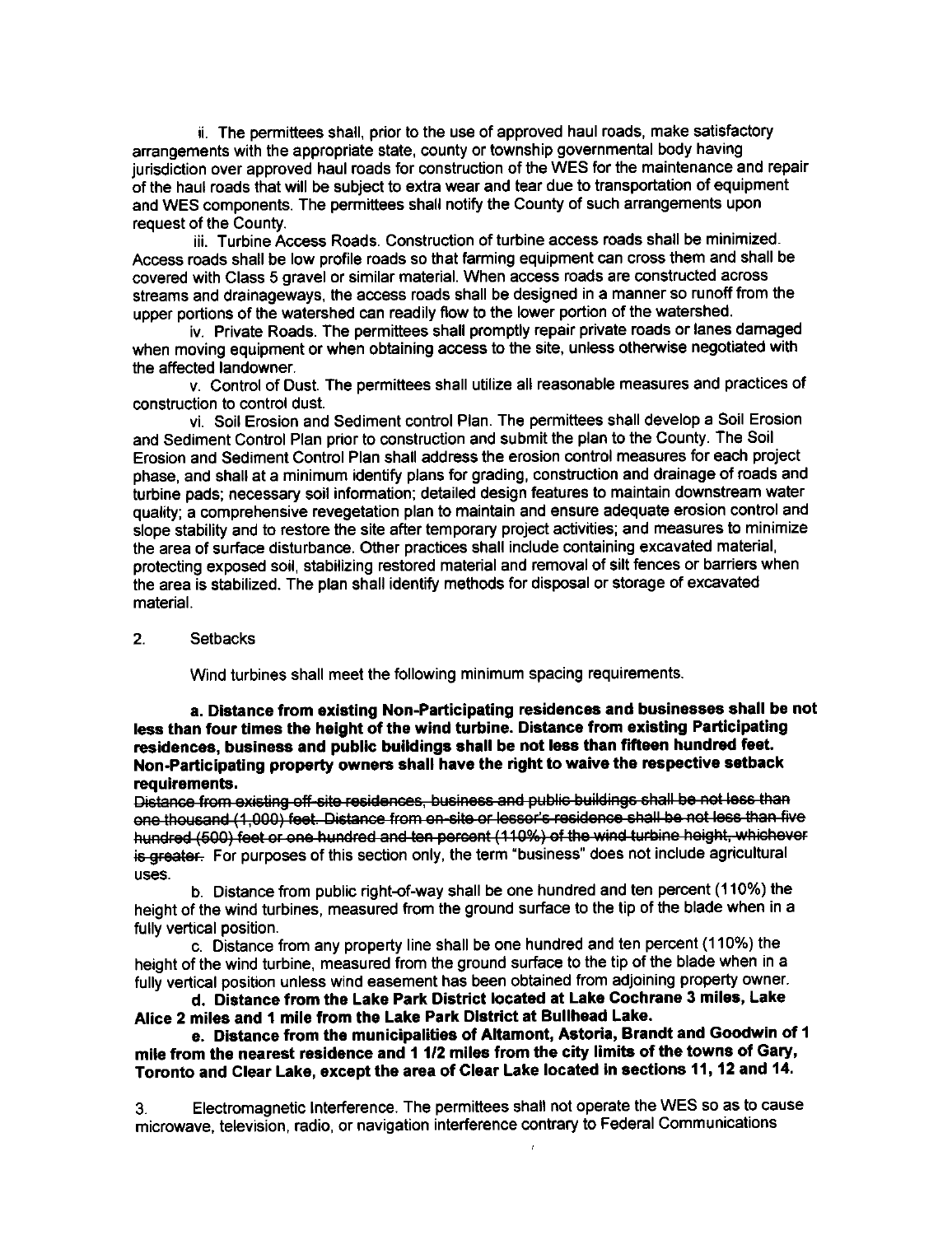ii. The permittees shall, prior to the use of approved haul roads, make satisfactory arrangements with the appropriate state, county or township governmental body having jurisdiction over approved haul roads for construction of the WES for the maintenance and repair of the haul roads that will be subject to extra wear and tear due to transportation of equipment and WES components. The permittees shall notify the County of such arrangements upon request of the County.

iii. Turbine Access Roads. Construction of turbine access roads shall be minimized. Access roads shall be low profile roads so that farming equipment can cross them and shall be covered with Class 5 gravel or similar material. When access roads are constructed across streams and drainageways, the access roads shall be designed in a manner so runoff from the upper portions of the watershed can readily flow to the lower portion of the watershed.

iv. Private Roads. The permittees shall promptly repair private roads or lanes damaged when moving equipment or when obtaining access to the site, unless otherwise negotiated with the affected landowner.

v. Control of Dust. The permittees shall utilize all reasonable measures and practices of construction to control dust.

vi. Soil Erosion and Sediment control Plan. The permittees shall develop a Soil Erosion and Sediment Control Plan prior to construction and submit the plan to the County. The Soil Erosion and Sediment Control Plan shall address the erosion control measures for each project phase, and shall at a minimum identify plans for grading, construction and drainage of roads and turbine pads; necessary soil information; detailed design features to maintain downstream water quality; a comprehensive revegetation plan to maintain and ensure adequate erosion control and slope stability and to restore the site after temporary project activities; and measures to minimize the area of surface disturbance. Other practices shall include containing excavated material, protecting exposed soil, stabilizing restored material and removal of silt fences or barriers when the area is stabilized. The plan shall identify methods for disposal or storage of excavated material.

2. Setbacks

Wind turbines shall meet the following minimum spacing requirements.

**a. Distance from existing Non-Participating residences and businesses shall be not less than four times the height of the wind turbine. Distance from existing Participating residences, business and public buildings shall be not less than fifteen hundred feet. Non-Participating property owners shall have the right to waive the respective setback requirements.**

~~Distance from existing off-site residences, business and public buildings shall be not less than one thousand (1,000) feet. Distance from on-site or lessor's residence shall be not less than five hundred (500) feet or one hundred and ten percent (110%) of the wind turbine height, whichever is greater.~~ For purposes of this section only, the term "business" does not include agricultural uses.

b. Distance from public right-of-way shall be one hundred and ten percent (110%) the height of the wind turbines, measured from the ground surface to the tip of the blade when in a fully vertical position.

c. Distance from any property line shall be one hundred and ten percent (110%) the height of the wind turbine, measured from the ground surface to the tip of the blade when in a fully vertical position unless wind easement has been obtained from adjoining property owner.

**d. Distance from the Lake Park District located at Lake Cochrane 3 miles, Lake Alice 2 miles and 1 mile from the Lake Park District at Bullhead Lake.**

**e. Distance from the municipalities of Altamont, Astoria, Brandt and Goodwin of 1 mile from the nearest residence and 1 1/2 miles from the city limits of the towns of Gary, Toronto and Clear Lake, except the area of Clear Lake located in sections 11, 12 and 14.**

3. Electromagnetic Interference. The permittees shall not operate the WES so as to cause microwave, television, radio, or navigation interference contrary to Federal Communications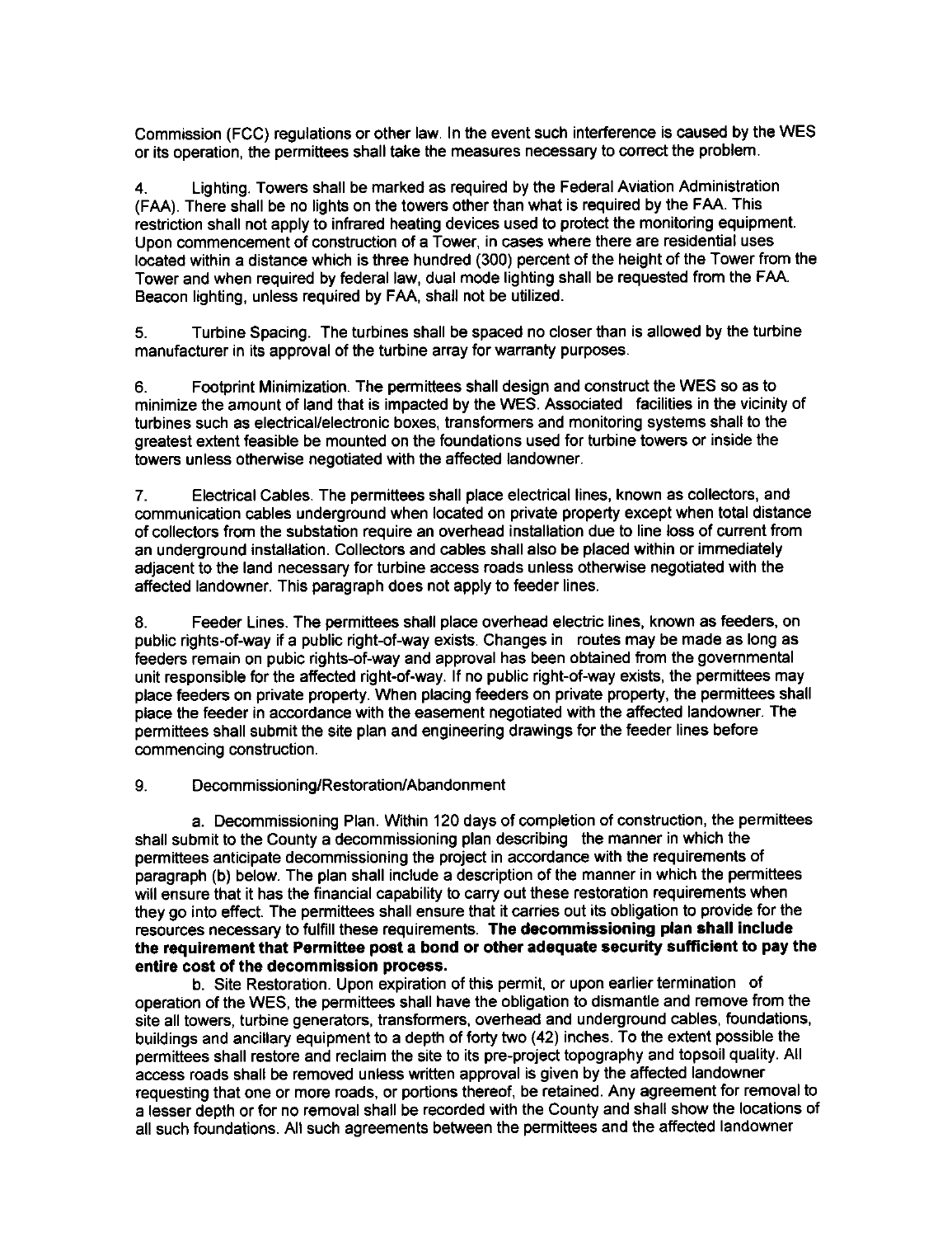Commission (FCC) regulations or other law. In the event such interference is caused by the WES or its operation, the permittees shall take the measures necessary to correct the problem.

4. Lighting. Towers shall be marked as required by the Federal Aviation Administration (FAA). There shall be no lights on the towers other than what is required by the FAA. This restriction shall not apply to infrared heating devices used to protect the monitoring equipment. Upon commencement of construction of a Tower, in cases where there are residential uses located within a distance which is three hundred (300) percent of the height of the Tower from the Tower and when required by federal law, dual mode lighting shall be requested from the FAA. Beacon lighting, unless required by FAA, shall not be utilized.

5. Turbine Spacing. The turbines shall be spaced no closer than is allowed by the turbine manufacturer in its approval of the turbine array for warranty purposes.

6. Footprint Minimization. The permittees shall design and construct the WES so as to minimize the amount of land that is impacted by the WES. Associated facilities in the vicinity of turbines such as electrical/electronic boxes, transformers and monitoring systems shall to the greatest extent feasible be mounted on the foundations used for turbine towers or inside the towers unless otherwise negotiated with the affected landowner.

7. Electrical Cables. The permittees shall place electrical lines, known as collectors, and communication cables underground when located on private property except when total distance of collectors from the substation require an overhead installation due to line loss of current from an underground installation. Collectors and cables shall also be placed within or immediately adjacent to the land necessary for turbine access roads unless otherwise negotiated with the affected landowner. This paragraph does not apply to feeder lines.

8. Feeder Lines. The permittees shall place overhead electric lines, known as feeders, on public rights-of-way if a public right-of-way exists. Changes in routes may be made as long as feeders remain on pubic rights-of-way and approval has been obtained from the governmental unit responsible for the affected right-of-way. If no public right-of-way exists, the permittees may place feeders on private property. When placing feeders on private property, the permittees shall place the feeder in accordance with the easement negotiated with the affected landowner. The permittees shall submit the site plan and engineering drawings for the feeder lines before commencing construction.

9. Decommissioning/Restoration/Abandonment

a. Decommissioning Plan. Within 120 days of completion of construction, the permittees shall submit to the County a decommissioning plan describing the manner in which the permittees anticipate decommissioning the project in accordance with the requirements of paragraph (b) below. The plan shall include a description of the manner in which the permittees will ensure that it has the financial capability to carry out these restoration requirements when they go into effect. The permittees shall ensure that it carries out its obligation to provide for the resources necessary to fulfill these requirements. **The decommissioning plan shall include the requirement that Permittee post a bond or other adequate security sufficient to pay the entire cost of the decommission process.**

b. Site Restoration. Upon expiration of this permit, or upon earlier termination of operation of the WES, the permittees shall have the obligation to dismantle and remove from the site all towers, turbine generators, transformers, overhead and underground cables, foundations, buildings and ancillary equipment to a depth of forty two (42) inches. To the extent possible the permittees shall restore and reclaim the site to its pre-project topography and topsoil quality. All access roads shall be removed unless written approval is given by the affected landowner requesting that one or more roads, or portions thereof, be retained. Any agreement for removal to a lesser depth or for no removal shall be recorded with the County and shall show the locations of all such foundations. All such agreements between the permittees and the affected landowner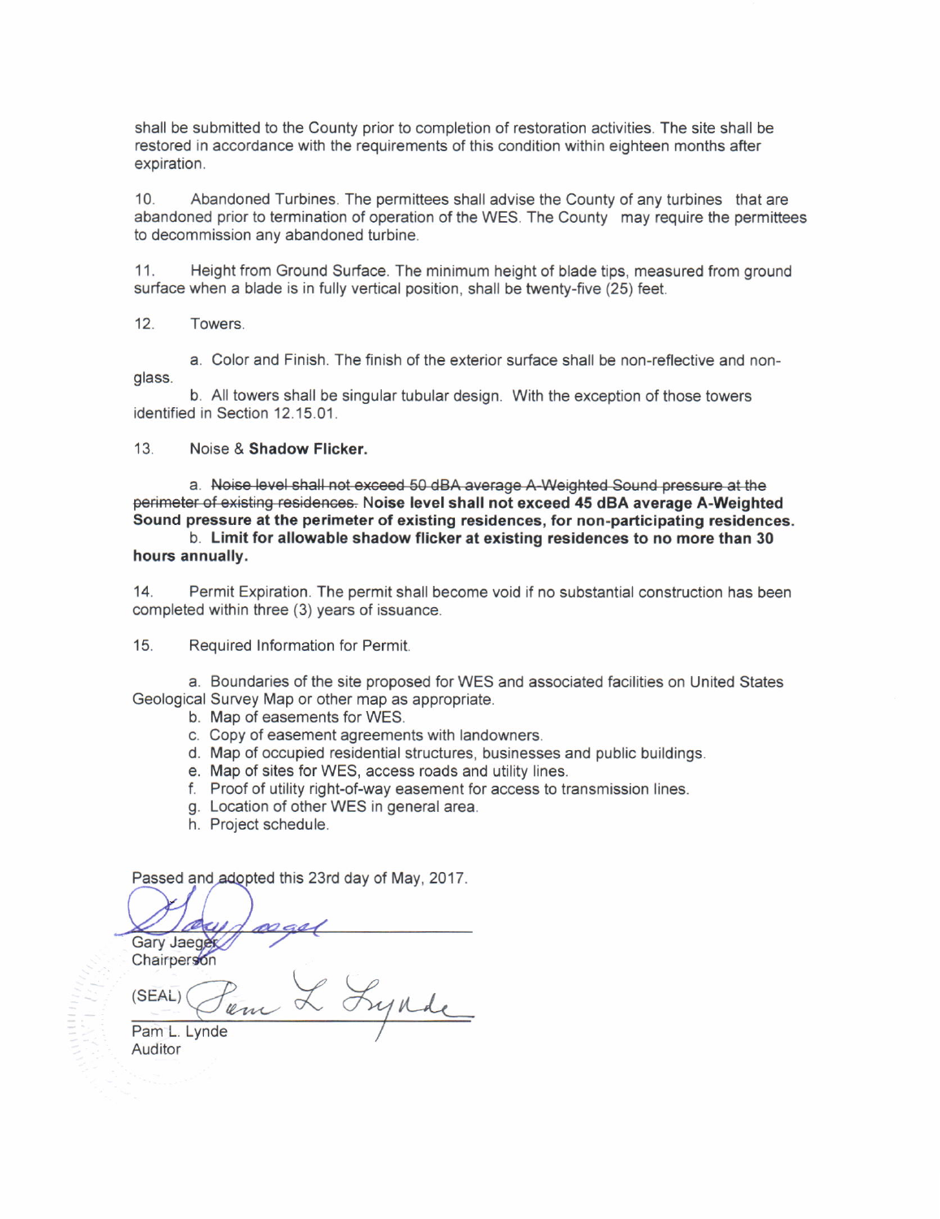shall be submitted to the County prior to completion of restoration activities. The site shall be restored in accordance with the requirements of this condition within eighteen months after expiration.

10. Abandoned Turbines. The permittees shall advise the County of any turbines that are abandoned prior to termination of operation of the WES. The County may require the permittees to decommission any abandoned turbine.

11. Height from Ground Surface. The minimum height of blade tips, measured from ground surface when a blade is in fully vertical position, shall be twenty-five (25) feet.

12. Towers.

a. Color and Finish. The finish of the exterior surface shall be non-reflective and non-glass.

b. All towers shall be singular tubular design. With the exception of those towers identified in Section 12.15.01.

13. Noise & **Shadow Flicker.**

a. ~~Noise level shall not exceed 50 dBA average A-Weighted Sound pressure at the perimeter of existing residences.~~ **Noise level shall not exceed 45 dBA average A-Weighted Sound pressure at the perimeter of existing residences, for non-participating residences.**

b. **Limit for allowable shadow flicker at existing residences to no more than 30 hours annually.**

14. Permit Expiration. The permit shall become void if no substantial construction has been completed within three (3) years of issuance.

15. Required Information for Permit.

a. Boundaries of the site proposed for WES and associated facilities on United States Geological Survey Map or other map as appropriate.
b. Map of easements for WES.
c. Copy of easement agreements with landowners.
d. Map of occupied residential structures, businesses and public buildings.
e. Map of sites for WES, access roads and utility lines.
f. Proof of utility right-of-way easement for access to transmission lines.
g. Location of other WES in general area.
h. Project schedule.

Passed and adopted this 23rd day of May, 2017.

Gary Jaeger
Chairperson

(SEAL)

Pam L. Lynde
Auditor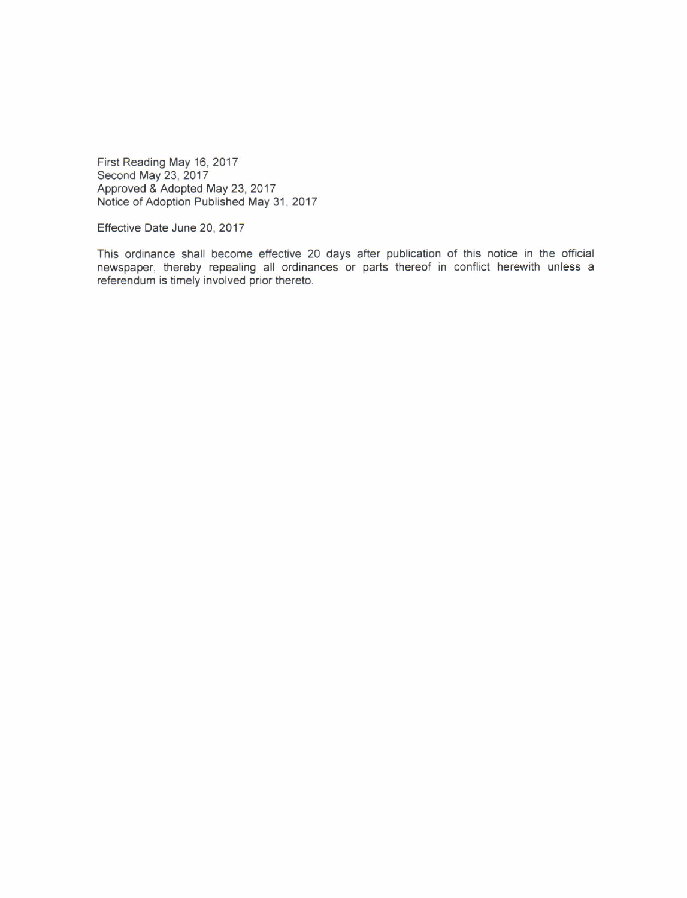First Reading May 16, 2017
Second May 23, 2017
Approved & Adopted May 23, 2017
Notice of Adoption Published May 31, 2017

Effective Date June 20, 2017

This ordinance shall become effective 20 days after publication of this notice in the official newspaper, thereby repealing all ordinances or parts thereof in conflict herewith unless a referendum is timely involved prior thereto.